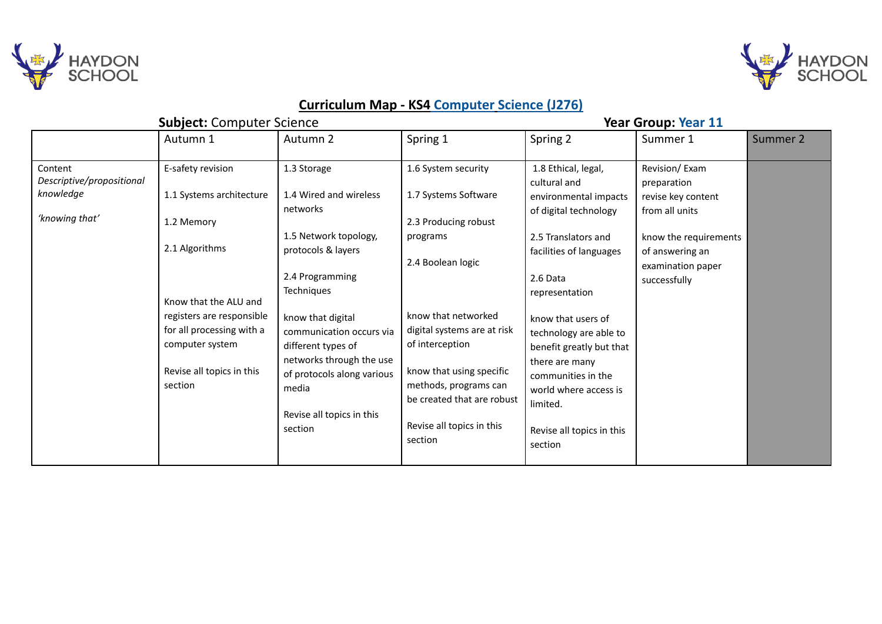HAYDON SCHOOL

## Curriculum Map - KS4 Computer Science (J276)

**Subject:** Computer Science **Year Group:** Year 11

| | Autumn 1 | Autumn 2 | Spring 1 | Spring 2 | Summer 1 | Summer 2 |
|---|---|---|---|---|---|---|
| Content *Descriptive/propositional knowledge* <br><br> *'knowing that'* | E-safety revision <br><br> 1.1 Systems architecture <br><br> 1.2 Memory <br><br> 2.1 Algorithms <br><br> Know that the ALU and registers are responsible for all processing with a computer system <br><br> Revise all topics in this section | 1.3 Storage <br><br> 1.4 Wired and wireless networks <br><br> 1.5 Network topology, protocols & layers <br><br> 2.4 Programming Techniques <br><br> know that digital communication occurs via different types of networks through the use of protocols along various media <br><br> Revise all topics in this section | 1.6 System security <br><br> 1.7 Systems Software <br><br> 2.3 Producing robust programs <br><br> 2.4 Boolean logic <br><br> know that networked digital systems are at risk of interception <br><br> know that using specific methods, programs can be created that are robust <br><br> Revise all topics in this section | 1.8 Ethical, legal, cultural and environmental impacts of digital technology <br><br> 2.5 Translators and facilities of languages <br><br> 2.6 Data representation <br><br> know that users of technology are able to benefit greatly but that there are many communities in the world where access is limited. <br><br> Revise all topics in this section | Revision/ Exam preparation revise key content from all units <br><br> know the requirements of answering an examination paper successfully | |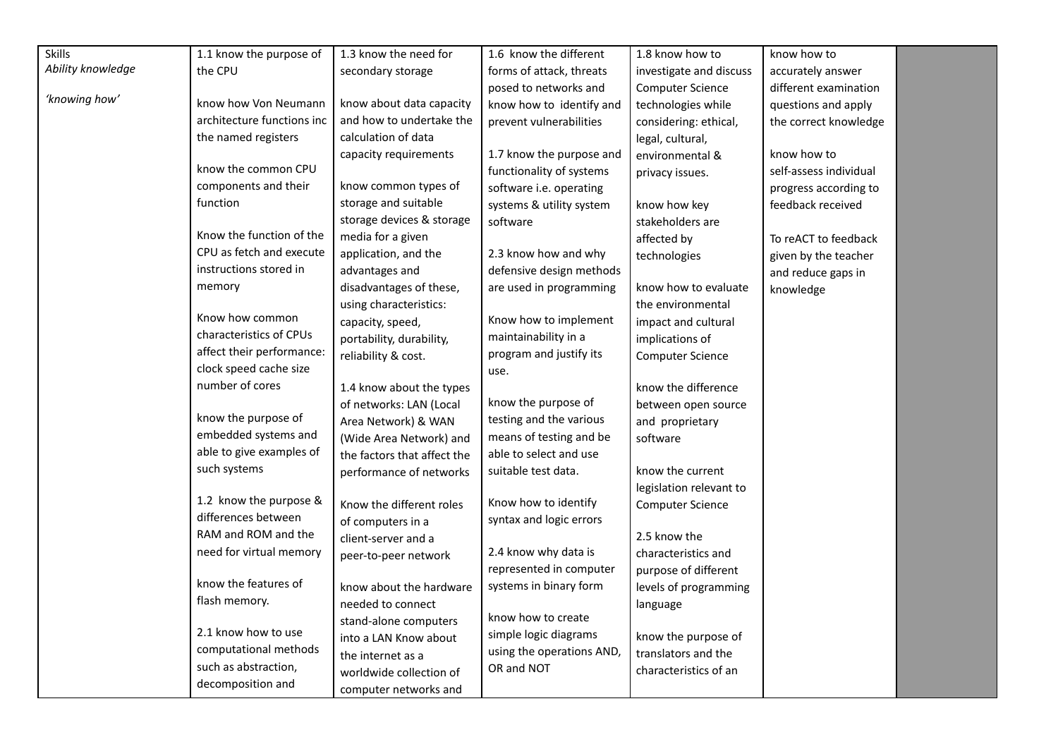| Skills<br>*Ability knowledge*<br><br>*'knowing how'* | 1.1 know the purpose of the CPU<br><br>know how Von Neumann architecture functions inc the named registers<br><br>know the common CPU components and their function<br><br>Know the function of the CPU as fetch and execute instructions stored in memory<br><br>Know how common characteristics of CPUs affect their performance: clock speed cache size number of cores<br><br>know the purpose of embedded systems and able to give examples of such systems<br><br>1.2 know the purpose & differences between RAM and ROM and the need for virtual memory<br><br>know the features of flash memory.<br><br>2.1 know how to use computational methods such as abstraction, decomposition and | 1.3 know the need for secondary storage<br><br>know about data capacity and how to undertake the calculation of data capacity requirements<br><br>know common types of storage and suitable storage devices & storage media for a given application, and the advantages and disadvantages of these, using characteristics: capacity, speed, portability, durability, reliability & cost.<br><br>1.4 know about the types of networks: LAN (Local Area Network) & WAN (Wide Area Network) and the factors that affect the performance of networks<br><br>Know the different roles of computers in a client-server and a peer-to-peer network<br><br>know about the hardware needed to connect stand-alone computers into a LAN Know about the internet as a worldwide collection of computer networks and | 1.6 know the different forms of attack, threats posed to networks and know how to identify and prevent vulnerabilities<br><br>1.7 know the purpose and functionality of systems software i.e. operating systems & utility system software<br><br>2.3 know how and why defensive design methods are used in programming<br><br>Know how to implement maintainability in a program and justify its use.<br><br>know the purpose of testing and the various means of testing and be able to select and use suitable test data.<br><br>Know how to identify syntax and logic errors<br><br>2.4 know why data is represented in computer systems in binary form<br><br>know how to create simple logic diagrams using the operations AND, OR and NOT | 1.8 know how to investigate and discuss Computer Science technologies while considering: ethical, legal, cultural, environmental & privacy issues.<br><br>know how key stakeholders are affected by technologies<br><br>know how to evaluate the environmental impact and cultural implications of Computer Science<br><br>know the difference between open source and proprietary software<br><br>know the current legislation relevant to Computer Science<br><br>2.5 know the characteristics and purpose of different levels of programming language<br><br>know the purpose of translators and the characteristics of an | know how to accurately answer different examination questions and apply the correct knowledge<br><br>know how to self-assess individual progress according to feedback received<br><br>To reACT to feedback given by the teacher and reduce gaps in knowledge | |
|---|---|---|---|---|---|---|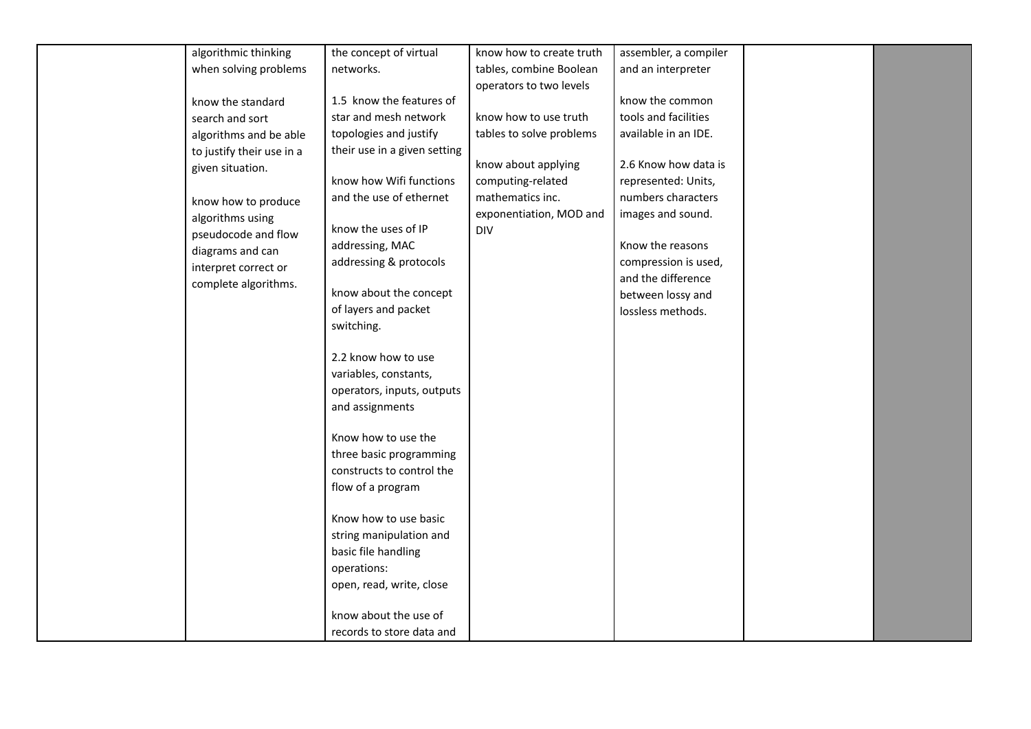| | | | | | | |
|---|---|---|---|---|---|---|
| | algorithmic thinking when solving problems<br><br>know the standard search and sort algorithms and be able to justify their use in a given situation.<br><br>know how to produce algorithms using pseudocode and flow diagrams and can interpret correct or complete algorithms. | the concept of virtual networks.<br><br>1.5 know the features of star and mesh network topologies and justify their use in a given setting<br><br>know how Wifi functions and the use of ethernet<br><br>know the uses of IP addressing, MAC addressing & protocols<br><br>know about the concept of layers and packet switching.<br><br>2.2 know how to use variables, constants, operators, inputs, outputs and assignments<br><br>Know how to use the three basic programming constructs to control the flow of a program<br><br>Know how to use basic string manipulation and basic file handling operations:<br>open, read, write, close<br><br>know about the use of records to store data and | know how to create truth tables, combine Boolean operators to two levels<br><br>know how to use truth tables to solve problems<br><br>know about applying computing-related mathematics inc. exponentiation, MOD and DIV | assembler, a compiler and an interpreter<br><br>know the common tools and facilities available in an IDE.<br><br>2.6 Know how data is represented: Units, numbers characters images and sound.<br><br>Know the reasons compression is used, and the difference between lossy and lossless methods. | | |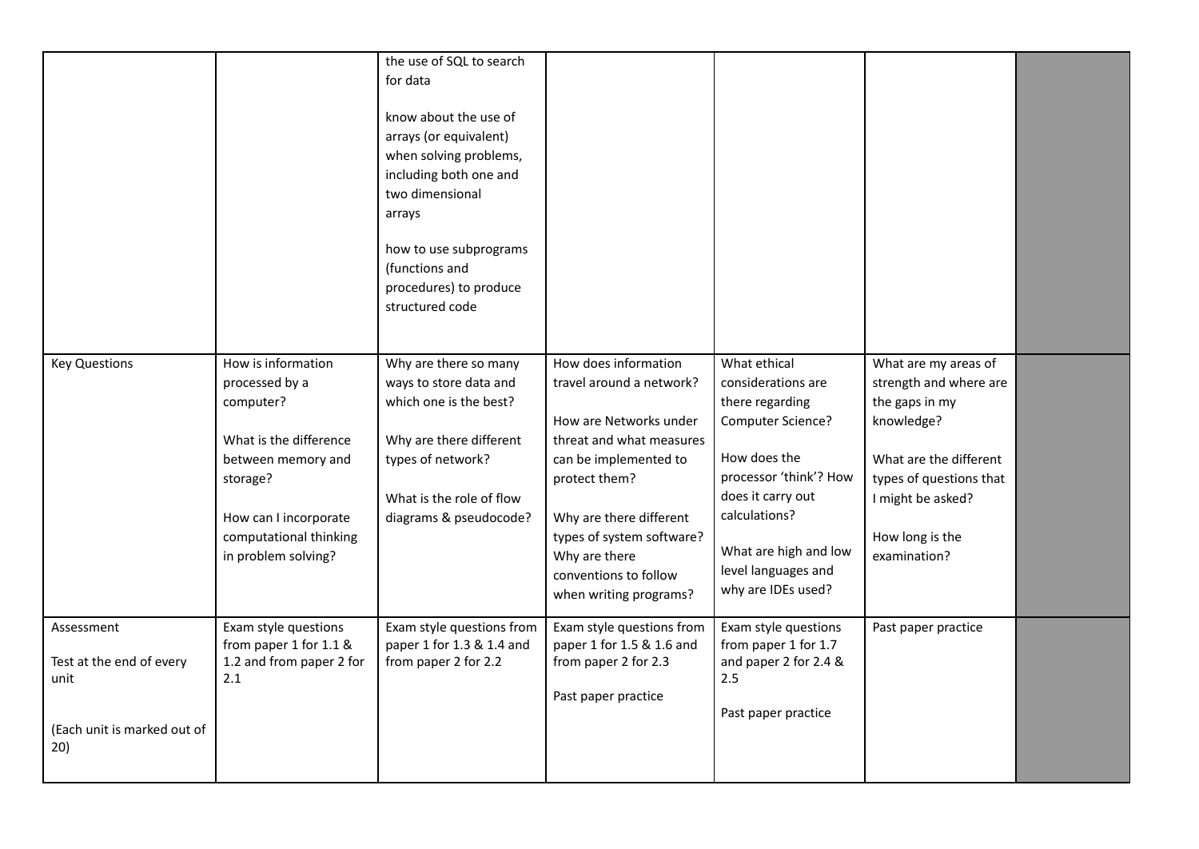|  |  |  |  |  |  |  |
|---|---|---|---|---|---|---|
|  |  | the use of SQL to search for data<br><br>know about the use of arrays (or equivalent) when solving problems, including both one and two dimensional arrays<br><br>how to use subprograms (functions and procedures) to produce structured code |  |  |  |  |
| Key Questions | How is information processed by a computer?<br><br>What is the difference between memory and storage?<br><br>How can I incorporate computational thinking in problem solving? | Why are there so many ways to store data and which one is the best?<br><br>Why are there different types of network?<br><br>What is the role of flow diagrams & pseudocode? | How does information travel around a network?<br><br>How are Networks under threat and what measures can be implemented to protect them?<br><br>Why are there different types of system software? Why are there conventions to follow when writing programs? | What ethical considerations are there regarding Computer Science?<br><br>How does the processor 'think'? How does it carry out calculations?<br><br>What are high and low level languages and why are IDEs used? | What are my areas of strength and where are the gaps in my knowledge?<br><br>What are the different types of questions that I might be asked?<br><br>How long is the examination? |  |
| Assessment<br><br>Test at the end of every unit<br><br>(Each unit is marked out of 20) | Exam style questions from paper 1 for 1.1 & 1.2 and from paper 2 for 2.1 | Exam style questions from paper 1 for 1.3 & 1.4 and from paper 2 for 2.2 | Exam style questions from paper 1 for 1.5 & 1.6 and from paper 2 for 2.3<br><br>Past paper practice | Exam style questions from paper 1 for 1.7 and paper 2 for 2.4 & 2.5<br><br>Past paper practice | Past paper practice |  |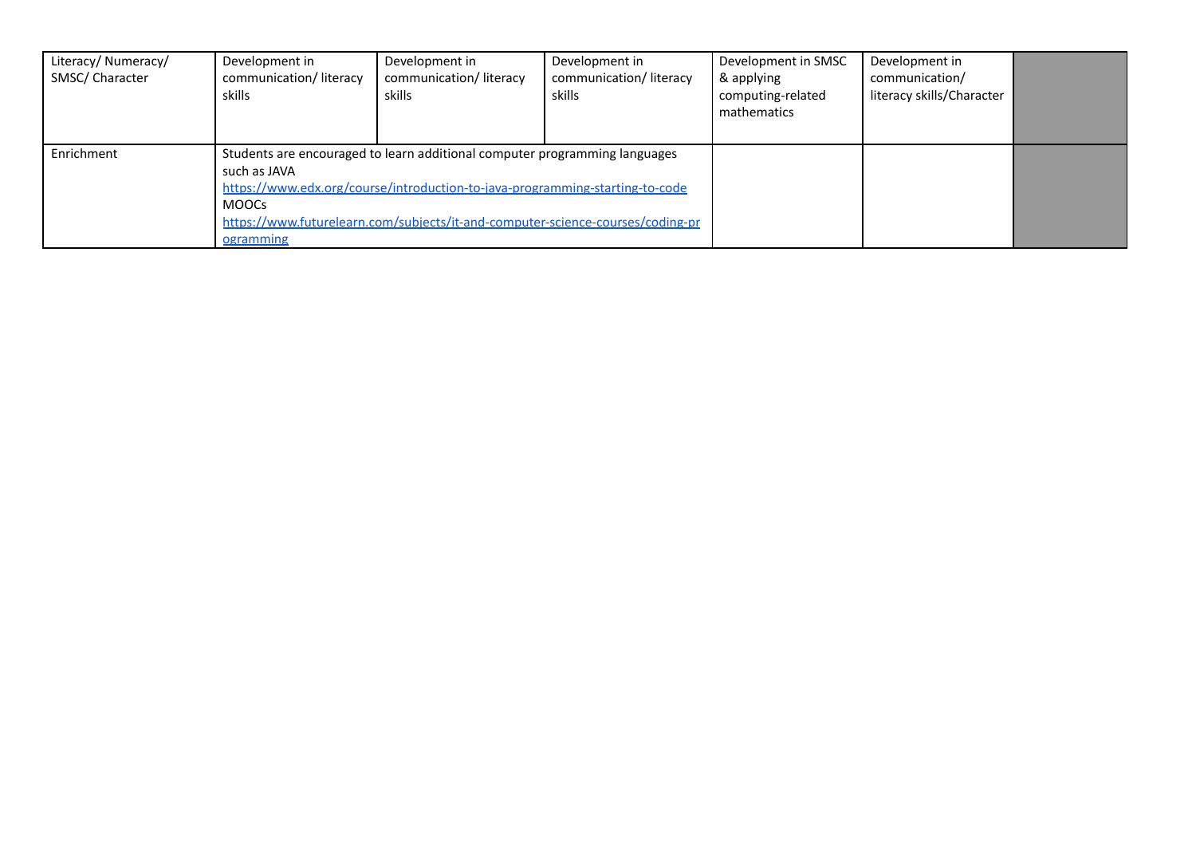| | | | | | | |
|---|---|---|---|---|---|---|
| Literacy/ Numeracy/ SMSC/ Character | Development in communication/ literacy skills | Development in communication/ literacy skills | Development in communication/ literacy skills | Development in SMSC & applying computing-related mathematics | Development in communication/ literacy skills/Character | |
| Enrichment | Students are encouraged to learn additional computer programming languages such as JAVA https://www.edx.org/course/introduction-to-java-programming-starting-to-code MOOCs https://www.futurelearn.com/subjects/it-and-computer-science-courses/coding-programming | | | | | |